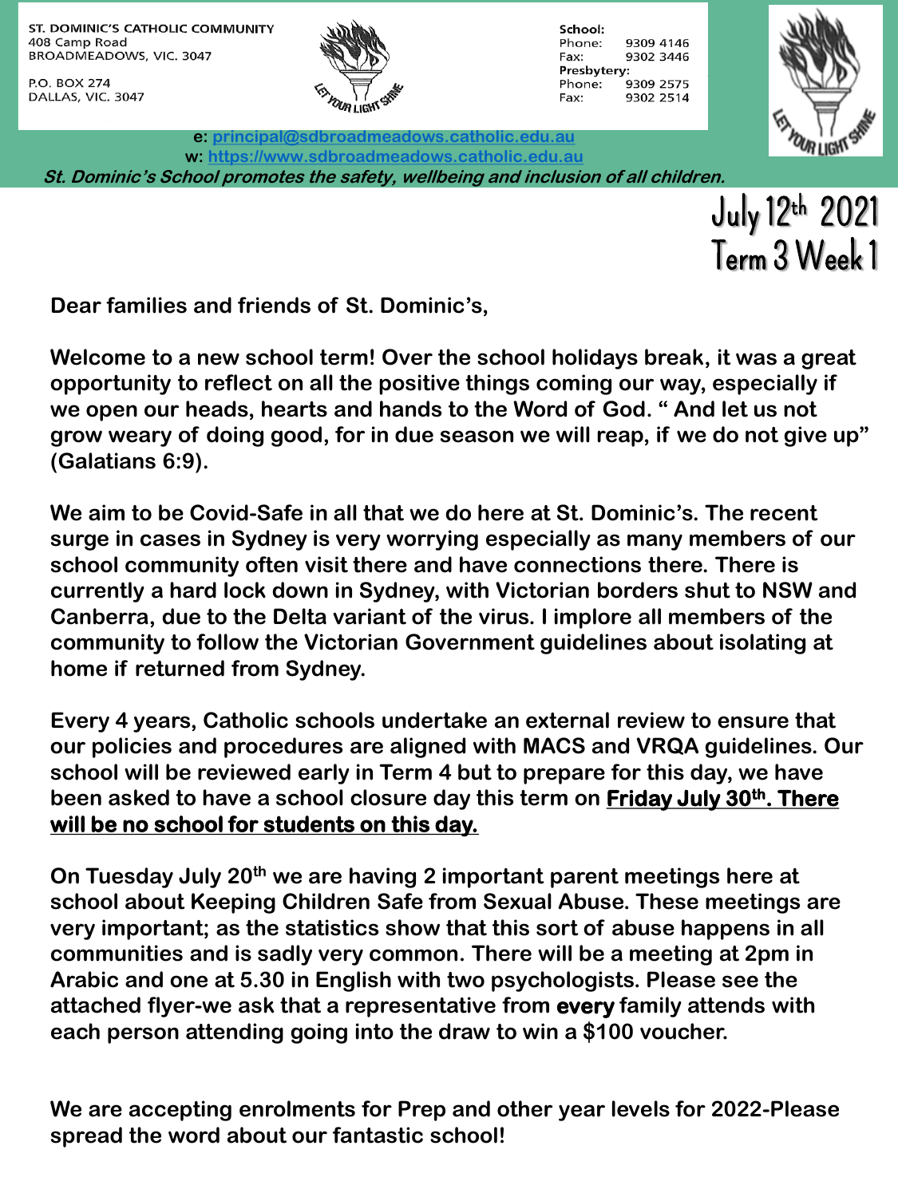**ST. DOMINIC'S CATHOLIC COMMUNITY**
408 Camp Road
BROADMEADOWS, VIC. 3047

P.O. BOX 274
DALLAS, VIC. 3047

LET YOUR LIGHT SHINE

**School:**
Phone: 9309 4146
Fax: 9302 3446
**Presbytery:**
Phone: 9309 2575
Fax: 9302 2514

**e: principal@sdbroadmeadows.catholic.edu.au**
**w: https://www.sdbroadmeadows.catholic.edu.au**

***St. Dominic's School promotes the safety, wellbeing and inclusion of all children.***

July 12th 2021
Term 3 Week 1

**Dear families and friends of St. Dominic's,**

**Welcome to a new school term! Over the school holidays break, it was a great opportunity to reflect on all the positive things coming our way, especially if we open our heads, hearts and hands to the Word of God. " And let us not grow weary of doing good, for in due season we will reap, if we do not give up" (Galatians 6:9).**

**We aim to be Covid-Safe in all that we do here at St. Dominic's. The recent surge in cases in Sydney is very worrying especially as many members of our school community often visit there and have connections there. There is currently a hard lock down in Sydney, with Victorian borders shut to NSW and Canberra, due to the Delta variant of the virus. I implore all members of the community to follow the Victorian Government guidelines about isolating at home if returned from Sydney.**

**Every 4 years, Catholic schools undertake an external review to ensure that our policies and procedures are aligned with MACS and VRQA guidelines. Our school will be reviewed early in Term 4 but to prepare for this day, we have been asked to have a school closure day this term on Friday July 30th. There will be no school for students on this day.**

**On Tuesday July 20th we are having 2 important parent meetings here at school about Keeping Children Safe from Sexual Abuse. These meetings are very important; as the statistics show that this sort of abuse happens in all communities and is sadly very common. There will be a meeting at 2pm in Arabic and one at 5.30 in English with two psychologists. Please see the attached flyer-we ask that a representative from every family attends with each person attending going into the draw to win a $100 voucher.**

**We are accepting enrolments for Prep and other year levels for 2022-Please spread the word about our fantastic school!**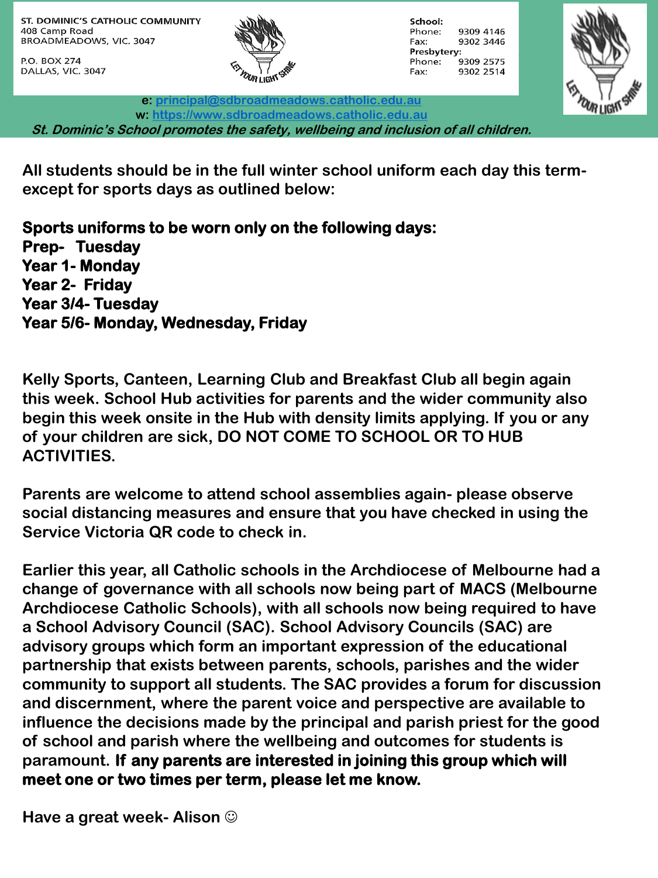ST. DOMINIC'S CATHOLIC COMMUNITY
408 Camp Road
BROADMEADOWS, VIC. 3047

P.O. BOX 274
DALLAS, VIC. 3047

School:
Phone: 9309 4146
Fax: 9302 3446
Presbytery:
Phone: 9309 2575
Fax: 9302 2514

e: principal@sdbroadmeadows.catholic.edu.au
w: https://www.sdbroadmeadows.catholic.edu.au

***St. Dominic's School promotes the safety, wellbeing and inclusion of all children.***

**All students should be in the full winter school uniform each day this term- except for sports days as outlined below:**

**Sports uniforms to be worn only on the following days:**
**Prep- Tuesday**
**Year 1- Monday**
**Year 2- Friday**
**Year 3/4- Tuesday**
**Year 5/6- Monday, Wednesday, Friday**

**Kelly Sports, Canteen, Learning Club and Breakfast Club all begin again this week. School Hub activities for parents and the wider community also begin this week onsite in the Hub with density limits applying. If you or any of your children are sick, DO NOT COME TO SCHOOL OR TO HUB ACTIVITIES.**

**Parents are welcome to attend school assemblies again- please observe social distancing measures and ensure that you have checked in using the Service Victoria QR code to check in.**

**Earlier this year, all Catholic schools in the Archdiocese of Melbourne had a change of governance with all schools now being part of MACS (Melbourne Archdiocese Catholic Schools), with all schools now being required to have a School Advisory Council (SAC). School Advisory Councils (SAC) are advisory groups which form an important expression of the educational partnership that exists between parents, schools, parishes and the wider community to support all students. The SAC provides a forum for discussion and discernment, where the parent voice and perspective are available to influence the decisions made by the principal and parish priest for the good of school and parish where the wellbeing and outcomes for students is paramount. If any parents are interested in joining this group which will meet one or two times per term, please let me know.**

**Have a great week- Alison ☺**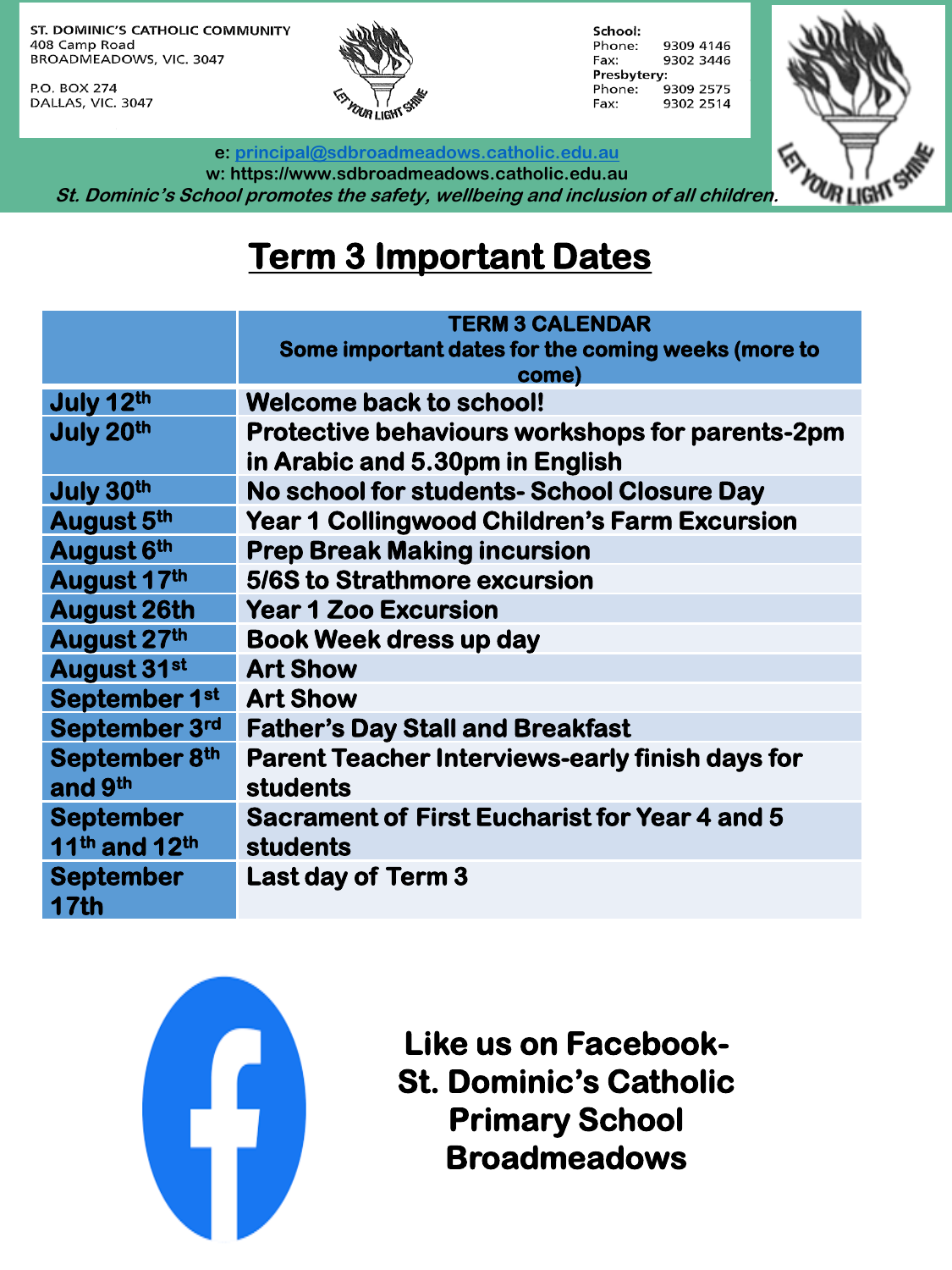ST. DOMINIC'S CATHOLIC COMMUNITY
408 Camp Road
BROADMEADOWS, VIC. 3047

P.O. BOX 274
DALLAS, VIC. 3047

LET YOUR LIGHT SHINE

**School:**
Phone: 9309 4146
Fax: 9302 3446
**Presbytery:**
Phone: 9309 2575
Fax: 9302 2514

e: principal@sdbroadmeadows.catholic.edu.au
w: https://www.sdbroadmeadows.catholic.edu.au

***St. Dominic's School promotes the safety, wellbeing and inclusion of all children.***

# Term 3 Important Dates

| | **TERM 3 CALENDAR** Some important dates for the coming weeks (more to come) |
|---|---|
| **July 12th** | **Welcome back to school!** |
| **July 20th** | **Protective behaviours workshops for parents-2pm in Arabic and 5.30pm in English** |
| **July 30th** | **No school for students- School Closure Day** |
| **August 5th** | **Year 1 Collingwood Children's Farm Excursion** |
| **August 6th** | **Prep Break Making incursion** |
| **August 17th** | **5/6S to Strathmore excursion** |
| **August 26th** | **Year 1 Zoo Excursion** |
| **August 27th** | **Book Week dress up day** |
| **August 31st** | **Art Show** |
| **September 1st** | **Art Show** |
| **September 3rd** | **Father's Day Stall and Breakfast** |
| **September 8th and 9th** | **Parent Teacher Interviews-early finish days for students** |
| **September 11th and 12th** | **Sacrament of First Eucharist for Year 4 and 5 students** |
| **September 17th** | **Last day of Term 3** |

**Like us on Facebook- St. Dominic's Catholic Primary School Broadmeadows**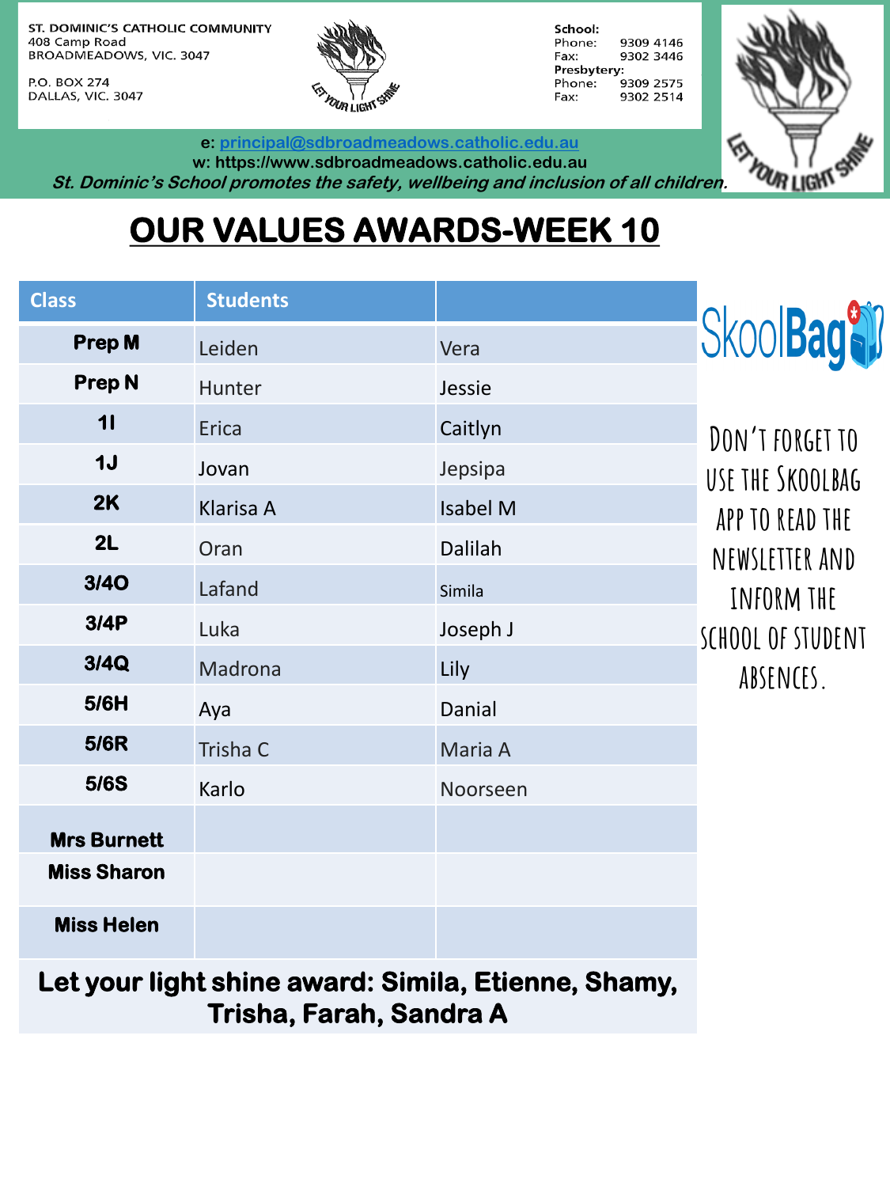ST. DOMINIC'S CATHOLIC COMMUNITY
408 Camp Road
BROADMEADOWS, VIC. 3047

P.O. BOX 274
DALLAS, VIC. 3047

LET YOUR LIGHT SHINE

**School:**
Phone: 9309 4146
Fax: 9302 3446
**Presbytery:**
Phone: 9309 2575
Fax: 9302 2514

e: principal@sdbroadmeadows.catholic.edu.au
w: https://www.sdbroadmeadows.catholic.edu.au

***St. Dominic's School promotes the safety, wellbeing and inclusion of all children.***

# OUR VALUES AWARDS-WEEK 10

| Class | Students | |
|---|---|---|
| **Prep M** | Leiden | Vera |
| **Prep N** | Hunter | Jessie |
| **1I** | Erica | Caitlyn |
| **1J** | Jovan | Jepsipa |
| **2K** | Klarisa A | Isabel M |
| **2L** | Oran | Dalilah |
| **3/4O** | Lafand | Simila |
| **3/4P** | Luka | Joseph J |
| **3/4Q** | Madrona | Lily |
| **5/6H** | Aya | Danial |
| **5/6R** | Trisha C | Maria A |
| **5/6S** | Karlo | Noorseen |
| **Mrs Burnett** | | |
| **Miss Sharon** | | |
| **Miss Helen** | | |

**Let your light shine award: Simila, Etienne, Shamy, Trisha, Farah, Sandra A**

SkoolBag

Don't forget to use the Skoolbag app to read the newsletter and inform the school of student absences.